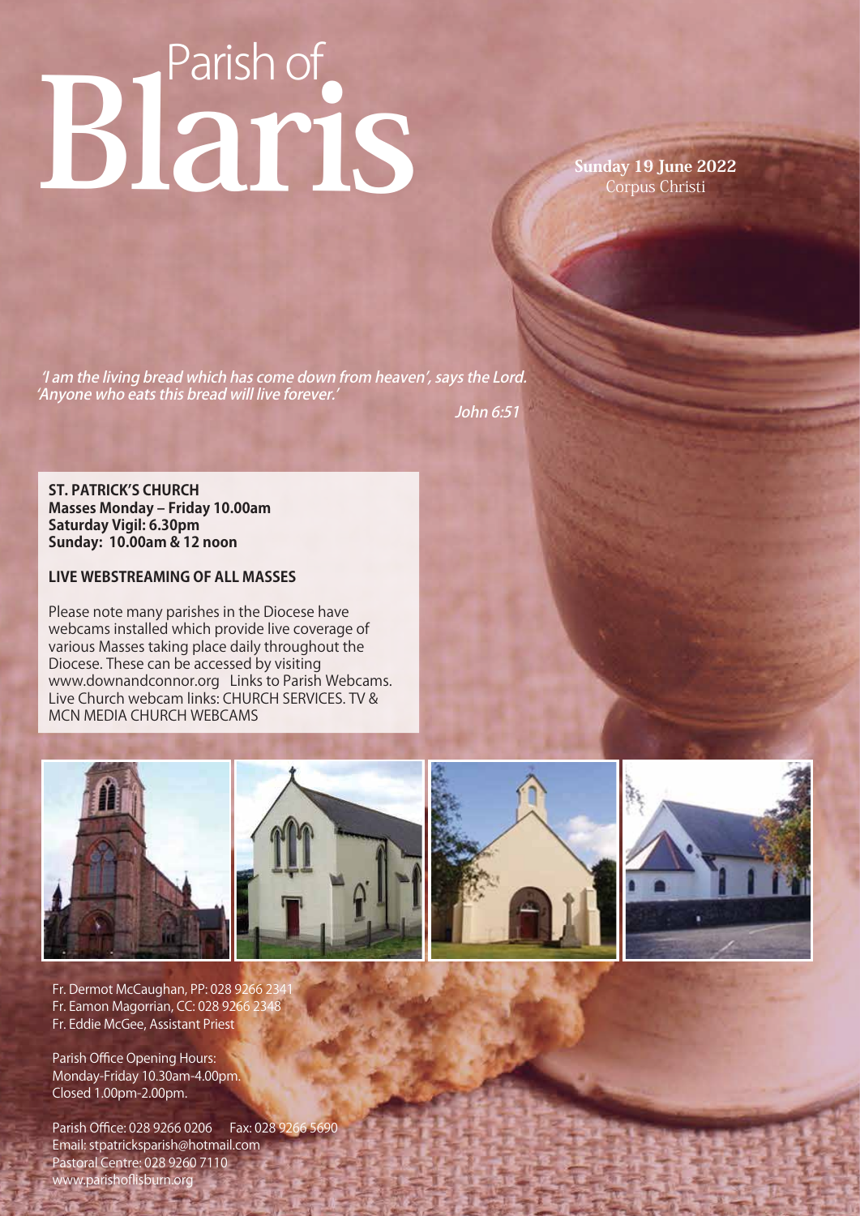# Parish of Blaris

**Sunday 19 June 2022**
Corpus Christi

*'I am the living bread which has come down from heaven', says the Lord. 'Anyone who eats this bread will live forever.'*

*John 6:51*

**ST. PATRICK'S CHURCH**
**Masses Monday – Friday 10.00am**
**Saturday Vigil: 6.30pm**
**Sunday: 10.00am & 12 noon**

**LIVE WEBSTREAMING OF ALL MASSES**

Please note many parishes in the Diocese have webcams installed which provide live coverage of various Masses taking place daily throughout the Diocese. These can be accessed by visiting www.downandconnor.org Links to Parish Webcams. Live Church webcam links: CHURCH SERVICES. TV & MCN MEDIA CHURCH WEBCAMS

Fr. Dermot McCaughan, PP: 028 9266 2341
Fr. Eamon Magorrian, CC: 028 9266 2348
Fr. Eddie McGee, Assistant Priest

Parish Office Opening Hours:
Monday-Friday 10.30am-4.00pm.
Closed 1.00pm-2.00pm.

Parish Office: 028 9266 0206 Fax: 028 9266 5690
Email: stpatricksparish@hotmail.com
Pastoral Centre: 028 9260 7110
www.parishoflisburn.org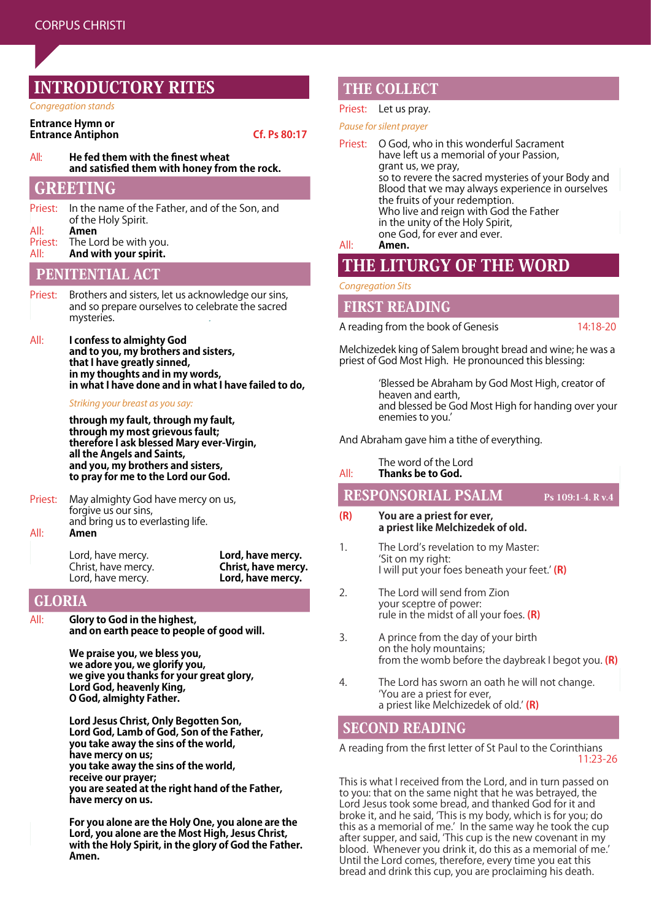## INTRODUCTORY RITES

*Congregation stands*

**Entrance Hymn or Entrance Antiphon** — Cf. Ps 80:17

All: **He fed them with the finest wheat**
**and satisfied them with honey from the rock.**

## GREETING

Priest: In the name of the Father, and of the Son, and of the Holy Spirit.
All: **Amen**
Priest: The Lord be with you.
All: **And with your spirit.**

## PENITENTIAL ACT

Priest: Brothers and sisters, let us acknowledge our sins, and so prepare ourselves to celebrate the sacred mysteries.

All: **I confess to almighty God**
**and to you, my brothers and sisters,**
**that I have greatly sinned,**
**in my thoughts and in my words,**
**in what I have done and in what I have failed to do,**

*Striking your breast as you say:*

**through my fault, through my fault,**
**through my most grievous fault;**
**therefore I ask blessed Mary ever-Virgin,**
**all the Angels and Saints,**
**and you, my brothers and sisters,**
**to pray for me to the Lord our God.**

Priest: May almighty God have mercy on us,
forgive us our sins,
and bring us to everlasting life.
All: **Amen**

Lord, have mercy. — **Lord, have mercy.**
Christ, have mercy. — **Christ, have mercy.**
Lord, have mercy. — **Lord, have mercy.**

## GLORIA

All: **Glory to God in the highest,**
**and on earth peace to people of good will.**

**We praise you, we bless you,**
**we adore you, we glorify you,**
**we give you thanks for your great glory,**
**Lord God, heavenly King,**
**O God, almighty Father.**

**Lord Jesus Christ, Only Begotten Son,**
**Lord God, Lamb of God, Son of the Father,**
**you take away the sins of the world,**
**have mercy on us;**
**you take away the sins of the world,**
**receive our prayer;**
**you are seated at the right hand of the Father,**
**have mercy on us.**

**For you alone are the Holy One, you alone are the Lord, you alone are the Most High, Jesus Christ, with the Holy Spirit, in the glory of God the Father.**
**Amen.**

## THE COLLECT

Priest: Let us pray.

*Pause for silent prayer*

Priest: O God, who in this wonderful Sacrament
have left us a memorial of your Passion,
grant us, we pray,
so to revere the sacred mysteries of your Body and Blood that we may always experience in ourselves the fruits of your redemption.
Who live and reign with God the Father
in the unity of the Holy Spirit,
one God, for ever and ever.
All: **Amen.**

## THE LITURGY OF THE WORD

*Congregation Sits*

## FIRST READING

A reading from the book of Genesis — 14:18-20

Melchizedek king of Salem brought bread and wine; he was a priest of God Most High. He pronounced this blessing:

'Blessed be Abraham by God Most High, creator of heaven and earth,
and blessed be God Most High for handing over your enemies to you.'

And Abraham gave him a tithe of everything.

The word of the Lord
All: **Thanks be to God.**

## RESPONSORIAL PSALM — Ps 109:1-4. R v.4

**(R)** **You are a priest for ever,**
**a priest like Melchizedek of old.**

1. The Lord's revelation to my Master:
'Sit on my right:
I will put your foes beneath your feet.' **(R)**

2. The Lord will send from Zion
your sceptre of power:
rule in the midst of all your foes. **(R)**

3. A prince from the day of your birth
on the holy mountains;
from the womb before the daybreak I begot you. **(R)**

4. The Lord has sworn an oath he will not change.
'You are a priest for ever,
a priest like Melchizedek of old.' **(R)**

## SECOND READING

A reading from the first letter of St Paul to the Corinthians — 11:23-26

This is what I received from the Lord, and in turn passed on to you: that on the same night that he was betrayed, the Lord Jesus took some bread, and thanked God for it and broke it, and he said, 'This is my body, which is for you; do this as a memorial of me.' In the same way he took the cup after supper, and said, 'This cup is the new covenant in my blood. Whenever you drink it, do this as a memorial of me.' Until the Lord comes, therefore, every time you eat this bread and drink this cup, you are proclaiming his death.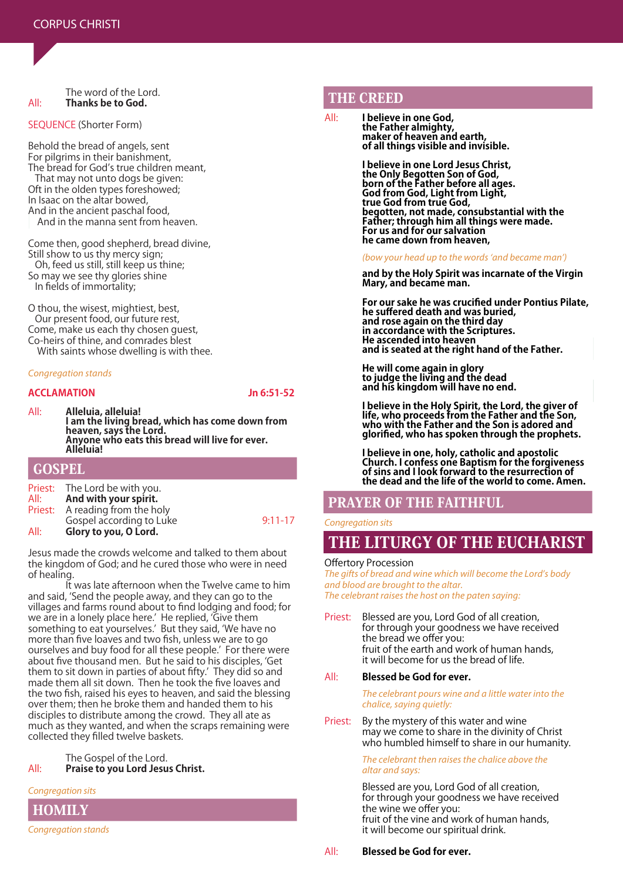The word of the Lord.
All: **Thanks be to God.**

SEQUENCE (Shorter Form)

Behold the bread of angels, sent
For pilgrims in their banishment,
The bread for God's true children meant,
That may not unto dogs be given:
Oft in the olden types foreshowed;
In Isaac on the altar bowed,
And in the ancient paschal food,
And in the manna sent from heaven.

Come then, good shepherd, bread divine,
Still show to us thy mercy sign;
Oh, feed us still, still keep us thine;
So may we see thy glories shine
In fields of immortality;

O thou, the wisest, mightiest, best,
Our present food, our future rest,
Come, make us each thy chosen guest,
Co-heirs of thine, and comrades blest
With saints whose dwelling is with thee.

*Congregation stands*

**ACCLAMATION** **Jn 6:51-52**

All: **Alleluia, alleluia!**
**I am the living bread, which has come down from heaven, says the Lord.**
**Anyone who eats this bread will live for ever.**
**Alleluia!**

## GOSPEL

Priest: The Lord be with you.
All: **And with your spirit.**
Priest: A reading from the holy Gospel according to Luke 9:11-17
All: **Glory to you, O Lord.**

Jesus made the crowds welcome and talked to them about the kingdom of God; and he cured those who were in need of healing.

It was late afternoon when the Twelve came to him and said, 'Send the people away, and they can go to the villages and farms round about to find lodging and food; for we are in a lonely place here.' He replied, 'Give them something to eat yourselves.' But they said, 'We have no more than five loaves and two fish, unless we are to go ourselves and buy food for all these people.' For there were about five thousand men. But he said to his disciples, 'Get them to sit down in parties of about fifty.' They did so and made them all sit down. Then he took the five loaves and the two fish, raised his eyes to heaven, and said the blessing over them; then he broke them and handed them to his disciples to distribute among the crowd. They all ate as much as they wanted, and when the scraps remaining were collected they filled twelve baskets.

The Gospel of the Lord.
All: **Praise to you Lord Jesus Christ.**

*Congregation sits*

## HOMILY

*Congregation stands*

## THE CREED

All: **I believe in one God,**
**the Father almighty,**
**maker of heaven and earth,**
**of all things visible and invisible.**

**I believe in one Lord Jesus Christ,**
**the Only Begotten Son of God,**
**born of the Father before all ages.**
**God from God, Light from Light,**
**true God from true God,**
**begotten, not made, consubstantial with the Father; through him all things were made.**
**For us and for our salvation**
**he came down from heaven,**

*(bow your head up to the words 'and became man')*

**and by the Holy Spirit was incarnate of the Virgin Mary, and became man.**

**For our sake he was crucified under Pontius Pilate,**
**he suffered death and was buried,**
**and rose again on the third day**
**in accordance with the Scriptures.**
**He ascended into heaven**
**and is seated at the right hand of the Father.**

**He will come again in glory**
**to judge the living and the dead**
**and his kingdom will have no end.**

**I believe in the Holy Spirit, the Lord, the giver of life, who proceeds from the Father and the Son, who with the Father and the Son is adored and glorified, who has spoken through the prophets.**

**I believe in one, holy, catholic and apostolic Church. I confess one Baptism for the forgiveness of sins and I look forward to the resurrection of the dead and the life of the world to come. Amen.**

## PRAYER OF THE FAITHFUL

*Congregation sits*

## THE LITURGY OF THE EUCHARIST

Offertory Procession
*The gifts of bread and wine which will become the Lord's body and blood are brought to the altar.*
*The celebrant raises the host on the paten saying:*

Priest: Blessed are you, Lord God of all creation,
for through your goodness we have received
the bread we offer you:
fruit of the earth and work of human hands,
it will become for us the bread of life.

All: **Blessed be God for ever.**

*The celebrant pours wine and a little water into the chalice, saying quietly:*

Priest: By the mystery of this water and wine
may we come to share in the divinity of Christ
who humbled himself to share in our humanity.

*The celebrant then raises the chalice above the altar and says:*

Blessed are you, Lord God of all creation,
for through your goodness we have received
the wine we offer you:
fruit of the vine and work of human hands,
it will become our spiritual drink.

All: **Blessed be God for ever.**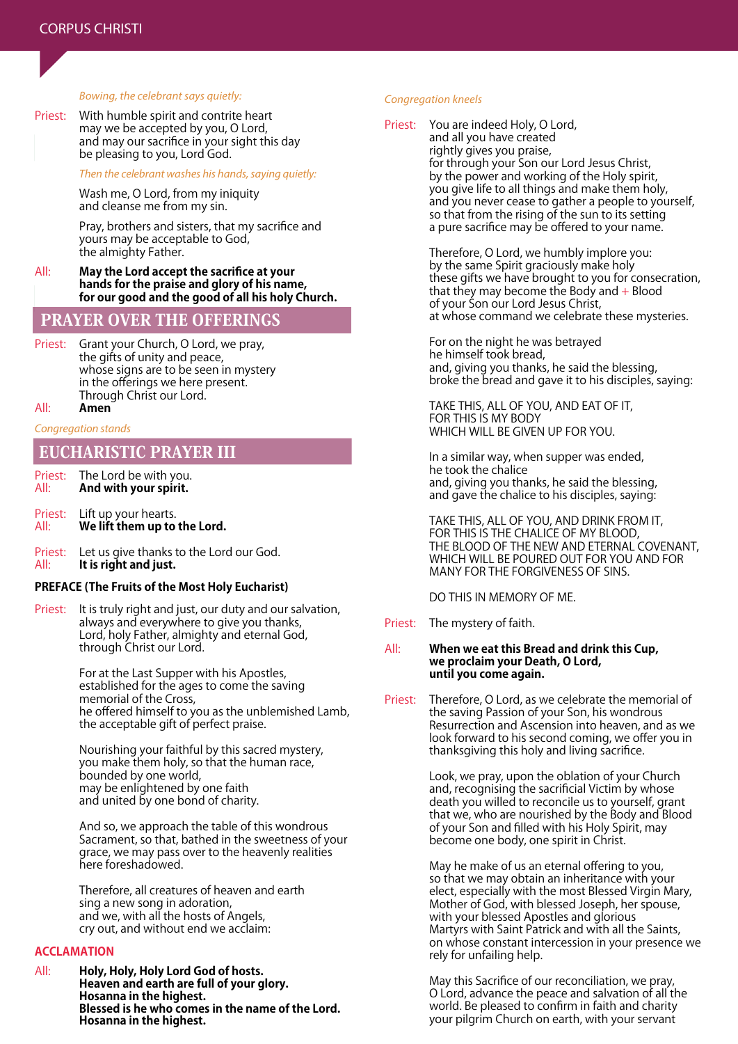*Bowing, the celebrant says quietly:*

Priest: With humble spirit and contrite heart
may we be accepted by you, O Lord,
and may our sacrifice in your sight this day
be pleasing to you, Lord God.

*Then the celebrant washes his hands, saying quietly:*

Wash me, O Lord, from my iniquity
and cleanse me from my sin.

Pray, brothers and sisters, that my sacrifice and
yours may be acceptable to God,
the almighty Father.

All: **May the Lord accept the sacrifice at your hands for the praise and glory of his name, for our good and the good of all his holy Church.**

## PRAYER OVER THE OFFERINGS

Priest: Grant your Church, O Lord, we pray,
the gifts of unity and peace,
whose signs are to be seen in mystery
in the offerings we here present.
Through Christ our Lord.

All: **Amen**

*Congregation stands*

## EUCHARISTIC PRAYER III

Priest: The Lord be with you.
All: **And with your spirit.**

Priest: Lift up your hearts.
All: **We lift them up to the Lord.**

Priest: Let us give thanks to the Lord our God.
All: **It is right and just.**

**PREFACE (The Fruits of the Most Holy Eucharist)**

Priest: It is truly right and just, our duty and our salvation,
always and everywhere to give you thanks,
Lord, holy Father, almighty and eternal God,
through Christ our Lord.

For at the Last Supper with his Apostles,
established for the ages to come the saving
memorial of the Cross,
he offered himself to you as the unblemished Lamb,
the acceptable gift of perfect praise.

Nourishing your faithful by this sacred mystery,
you make them holy, so that the human race,
bounded by one world,
may be enlightened by one faith
and united by one bond of charity.

And so, we approach the table of this wondrous
Sacrament, so that, bathed in the sweetness of your
grace, we may pass over to the heavenly realities
here foreshadowed.

Therefore, all creatures of heaven and earth
sing a new song in adoration,
and we, with all the hosts of Angels,
cry out, and without end we acclaim:

**ACCLAMATION**

All: **Holy, Holy, Holy Lord God of hosts.
Heaven and earth are full of your glory.
Hosanna in the highest.
Blessed is he who comes in the name of the Lord.
Hosanna in the highest.**

*Congregation kneels*

Priest: You are indeed Holy, O Lord,
and all you have created
rightly gives you praise,
for through your Son our Lord Jesus Christ,
by the power and working of the Holy spirit,
you give life to all things and make them holy,
and you never cease to gather a people to yourself,
so that from the rising of the sun to its setting
a pure sacrifice may be offered to your name.

Therefore, O Lord, we humbly implore you:
by the same Spirit graciously make holy
these gifts we have brought to you for consecration,
that they may become the Body and + Blood
of your Son our Lord Jesus Christ,
at whose command we celebrate these mysteries.

For on the night he was betrayed
he himself took bread,
and, giving you thanks, he said the blessing,
broke the bread and gave it to his disciples, saying:

TAKE THIS, ALL OF YOU, AND EAT OF IT,
FOR THIS IS MY BODY
WHICH WILL BE GIVEN UP FOR YOU.

In a similar way, when supper was ended,
he took the chalice
and, giving you thanks, he said the blessing,
and gave the chalice to his disciples, saying:

TAKE THIS, ALL OF YOU, AND DRINK FROM IT,
FOR THIS IS THE CHALICE OF MY BLOOD,
THE BLOOD OF THE NEW AND ETERNAL COVENANT,
WHICH WILL BE POURED OUT FOR YOU AND FOR
MANY FOR THE FORGIVENESS OF SINS.

DO THIS IN MEMORY OF ME.

Priest: The mystery of faith.

All: **When we eat this Bread and drink this Cup,
we proclaim your Death, O Lord,
until you come again.**

Priest: Therefore, O Lord, as we celebrate the memorial of
the saving Passion of your Son, his wondrous
Resurrection and Ascension into heaven, and as we
look forward to his second coming, we offer you in
thanksgiving this holy and living sacrifice.

Look, we pray, upon the oblation of your Church
and, recognising the sacrificial Victim by whose
death you willed to reconcile us to yourself, grant
that we, who are nourished by the Body and Blood
of your Son and filled with his Holy Spirit, may
become one body, one spirit in Christ.

May he make of us an eternal offering to you,
so that we may obtain an inheritance with your
elect, especially with the most Blessed Virgin Mary,
Mother of God, with blessed Joseph, her spouse,
with your blessed Apostles and glorious
Martyrs with Saint Patrick and with all the Saints,
on whose constant intercession in your presence we
rely for unfailing help.

May this Sacrifice of our reconciliation, we pray,
O Lord, advance the peace and salvation of all the
world. Be pleased to confirm in faith and charity
your pilgrim Church on earth, with your servant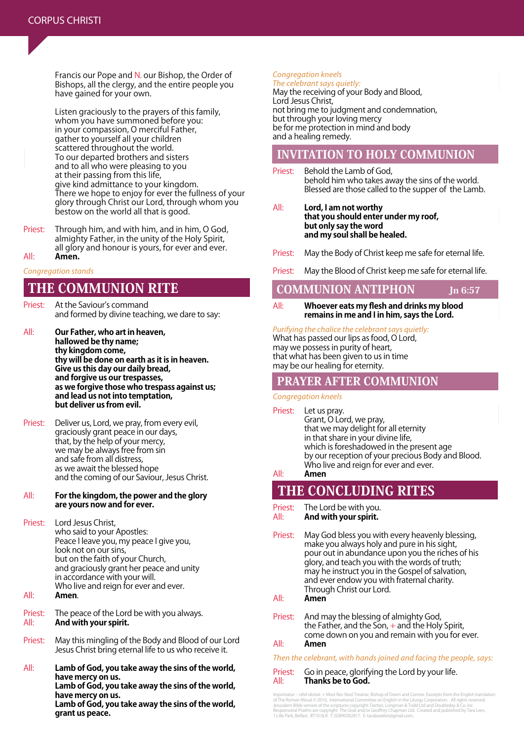Francis our Pope and N. our Bishop, the Order of Bishops, all the clergy, and the entire people you have gained for your own.

Listen graciously to the prayers of this family, whom you have summoned before you: in your compassion, O merciful Father, gather to yourself all your children scattered throughout the world. To our departed brothers and sisters and to all who were pleasing to you at their passing from this life, give kind admittance to your kingdom. There we hope to enjoy for ever the fullness of your glory through Christ our Lord, through whom you bestow on the world all that is good.

Priest: Through him, and with him, and in him, O God, almighty Father, in the unity of the Holy Spirit, all glory and honour is yours, for ever and ever.
All: **Amen.**

*Congregation stands*

## THE COMMUNION RITE

Priest: At the Saviour's command and formed by divine teaching, we dare to say:

All: **Our Father, who art in heaven,**
**hallowed be thy name;**
**thy kingdom come,**
**thy will be done on earth as it is in heaven.**
**Give us this day our daily bread,**
**and forgive us our trespasses,**
**as we forgive those who trespass against us;**
**and lead us not into temptation,**
**but deliver us from evil.**

Priest: Deliver us, Lord, we pray, from every evil, graciously grant peace in our days, that, by the help of your mercy, we may be always free from sin and safe from all distress, as we await the blessed hope and the coming of our Saviour, Jesus Christ.

All: **For the kingdom, the power and the glory are yours now and for ever.**

Priest: Lord Jesus Christ, who said to your Apostles: Peace I leave you, my peace I give you, look not on our sins, but on the faith of your Church, and graciously grant her peace and unity in accordance with your will. Who live and reign for ever and ever.
All: **Amen**.

Priest: The peace of the Lord be with you always.
All: **And with your spirit.**

Priest: May this mingling of the Body and Blood of our Lord Jesus Christ bring eternal life to us who receive it.

All: **Lamb of God, you take away the sins of the world, have mercy on us.**
**Lamb of God, you take away the sins of the world, have mercy on us.**
**Lamb of God, you take away the sins of the world, grant us peace.**

*Congregation kneels*
*The celebrant says quietly:*
May the receiving of your Body and Blood, Lord Jesus Christ, not bring me to judgment and condemnation, but through your loving mercy be for me protection in mind and body and a healing remedy.

## INVITATION TO HOLY COMMUNION

Priest: Behold the Lamb of God, behold him who takes away the sins of the world. Blessed are those called to the supper of the Lamb.

All: **Lord, I am not worthy**
**that you should enter under my roof,**
**but only say the word**
**and my soul shall be healed.**

Priest: May the Body of Christ keep me safe for eternal life.

Priest: May the Blood of Christ keep me safe for eternal life.

## COMMUNION ANTIPHON Jn 6:57

All: **Whoever eats my flesh and drinks my blood remains in me and I in him, says the Lord.**

*Purifying the chalice the celebrant says quietly:*
What has passed our lips as food, O Lord, may we possess in purity of heart, that what has been given to us in time may be our healing for eternity.

## PRAYER AFTER COMMUNION

*Congregation kneels*

Priest: Let us pray.
Grant, O Lord, we pray, that we may delight for all eternity in that share in your divine life, which is foreshadowed in the present age by our reception of your precious Body and Blood. Who live and reign for ever and ever.
All: **Amen**

## THE CONCLUDING RITES

Priest: The Lord be with you.
All: **And with your spirit.**

Priest: May God bless you with every heavenly blessing, make you always holy and pure in his sight, pour out in abundance upon you the riches of his glory, and teach you with the words of truth; may he instruct you in the Gospel of salvation, and ever endow you with fraternal charity. Through Christ our Lord.
All: **Amen**

Priest: And may the blessing of almighty God, the Father, and the Son, + and the Holy Spirit, come down on you and remain with you for ever.
All: **Amen**

*Then the celebrant, with hands joined and facing the people, says:*

Priest: Go in peace, glorifying the Lord by your life.
All: **Thanks be to God.**

Imprimatur – nihil obstat: + Most Rev Noel Treanor, Bishop of Down and Connor. Excerpts from the English translation of The Roman Missal © 2010, International Committee on English in the Liturgy Corporation. All rights reserved. Jerusalem Bible version of the scriptures copyright: Darton, Longman & Todd Ltd and Doubleday & Co. Inc. Responsorial Psalms are copyright The Grail and/or Geoffrey Chapman Ltd. Created and published by Tara Lees, 1 Lille Park, Belfast, BT10 0LR. T: 02890302817, E: tarabooklet@gmail.com.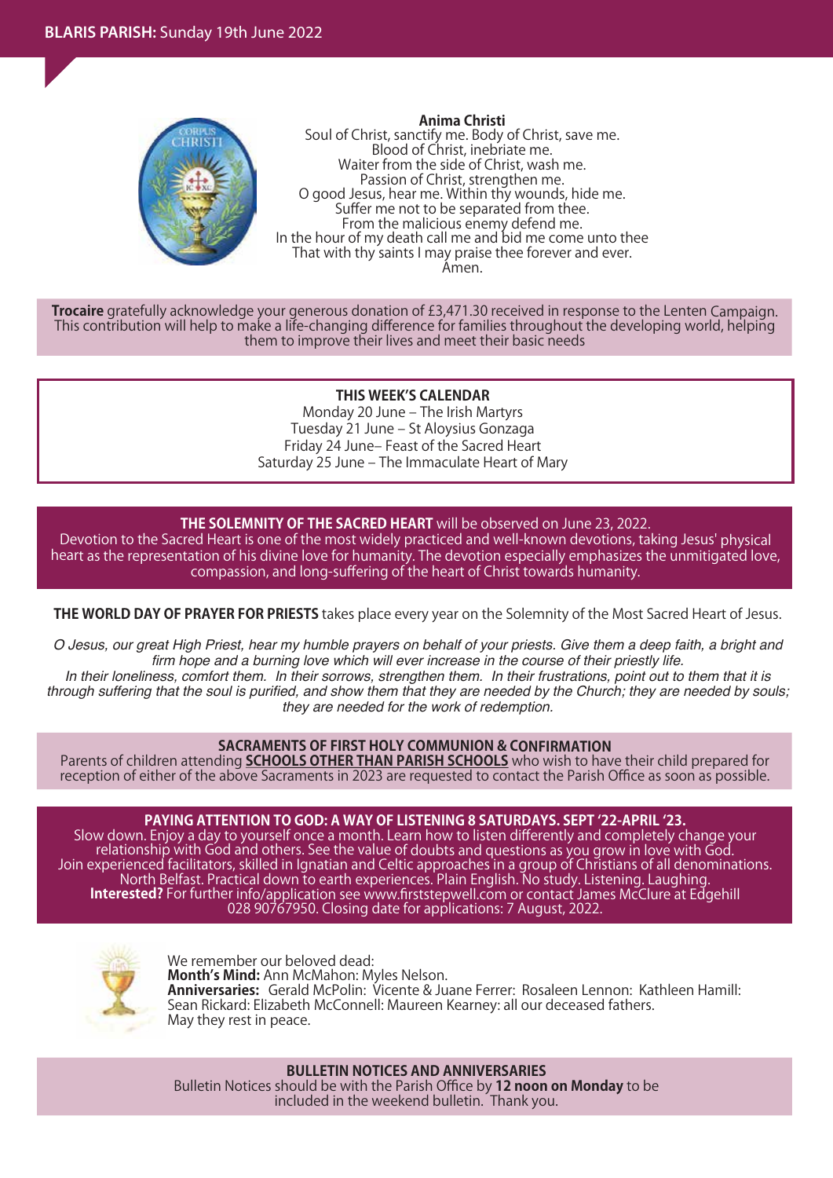**Anima Christi**
Soul of Christ, sanctify me. Body of Christ, save me.
Blood of Christ, inebriate me.
Waiter from the side of Christ, wash me.
Passion of Christ, strengthen me.
O good Jesus, hear me. Within thy wounds, hide me.
Suffer me not to be separated from thee.
From the malicious enemy defend me.
In the hour of my death call me and bid me come unto thee
That with thy saints I may praise thee forever and ever.
Amen.

**Trocaire** gratefully acknowledge your generous donation of £3,471.30 received in response to the Lenten Campaign. This contribution will help to make a life-changing difference for families throughout the developing world, helping them to improve their lives and meet their basic needs

**THIS WEEK'S CALENDAR**
Monday 20 June – The Irish Martyrs
Tuesday 21 June – St Aloysius Gonzaga
Friday 24 June– Feast of the Sacred Heart
Saturday 25 June – The Immaculate Heart of Mary

**THE SOLEMNITY OF THE SACRED HEART** will be observed on June 23, 2022.
Devotion to the Sacred Heart is one of the most widely practiced and well-known devotions, taking Jesus' physical heart as the representation of his divine love for humanity. The devotion especially emphasizes the unmitigated love, compassion, and long-suffering of the heart of Christ towards humanity.

**THE WORLD DAY OF PRAYER FOR PRIESTS** takes place every year on the Solemnity of the Most Sacred Heart of Jesus.

*O Jesus, our great High Priest, hear my humble prayers on behalf of your priests. Give them a deep faith, a bright and firm hope and a burning love which will ever increase in the course of their priestly life.*
*In their loneliness, comfort them. In their sorrows, strengthen them. In their frustrations, point out to them that it is through suffering that the soul is purified, and show them that they are needed by the Church; they are needed by souls; they are needed for the work of redemption.*

**SACRAMENTS OF FIRST HOLY COMMUNION & CONFIRMATION**
Parents of children attending **SCHOOLS OTHER THAN PARISH SCHOOLS** who wish to have their child prepared for reception of either of the above Sacraments in 2023 are requested to contact the Parish Office as soon as possible.

**PAYING ATTENTION TO GOD: A WAY OF LISTENING 8 SATURDAYS. SEPT '22-APRIL '23.**
Slow down. Enjoy a day to yourself once a month. Learn how to listen differently and completely change your relationship with God and others. See the value of doubts and questions as you grow in love with God. Join experienced facilitators, skilled in Ignatian and Celtic approaches in a group of Christians of all denominations. North Belfast. Practical down to earth experiences. Plain English. No study. Listening. Laughing.
**Interested?** For further info/application see www.firststepwell.com or contact James McClure at Edgehill 028 90767950. Closing date for applications: 7 August, 2022.

We remember our beloved dead:
**Month's Mind:** Ann McMahon: Myles Nelson.
**Anniversaries:** Gerald McPolin: Vicente & Juane Ferrer: Rosaleen Lennon: Kathleen Hamill: Sean Rickard: Elizabeth McConnell: Maureen Kearney: all our deceased fathers.
May they rest in peace.

**BULLETIN NOTICES AND ANNIVERSARIES**
Bulletin Notices should be with the Parish Office by **12 noon on Monday** to be included in the weekend bulletin. Thank you.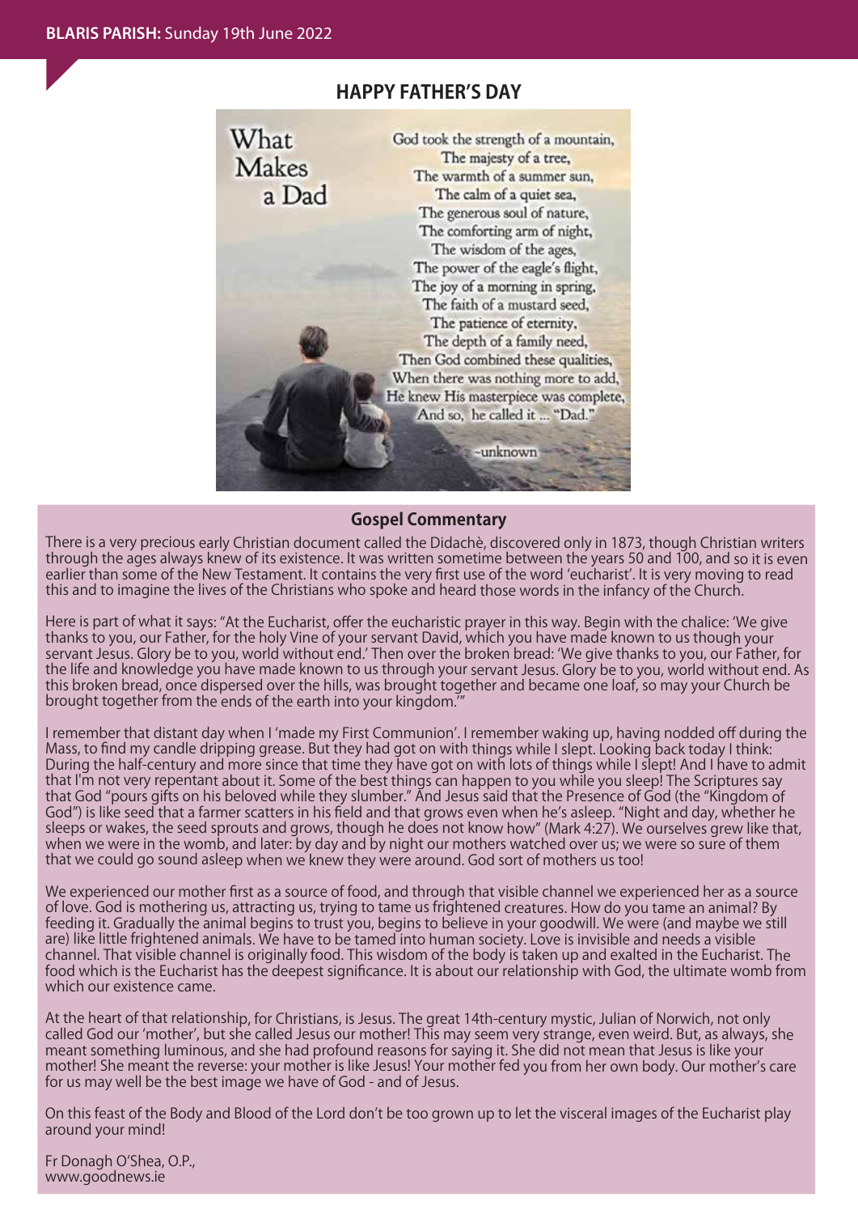## HAPPY FATHER'S DAY

What Makes a Dad

God took the strength of a mountain,
The majesty of a tree,
The warmth of a summer sun,
The calm of a quiet sea,
The generous soul of nature,
The comforting arm of night,
The wisdom of the ages,
The power of the eagle's flight,
The joy of a morning in spring,
The faith of a mustard seed,
The patience of eternity,
The depth of a family need,
Then God combined these qualities,
When there was nothing more to add,
He knew His masterpiece was complete,
And so, he called it ... "Dad."

~unknown

## Gospel Commentary

There is a very precious early Christian document called the Didachè, discovered only in 1873, though Christian writers through the ages always knew of its existence. It was written sometime between the years 50 and 100, and so it is even earlier than some of the New Testament. It contains the very first use of the word 'eucharist'. It is very moving to read this and to imagine the lives of the Christians who spoke and heard those words in the infancy of the Church.

Here is part of what it says: "At the Eucharist, offer the eucharistic prayer in this way. Begin with the chalice: 'We give thanks to you, our Father, for the holy Vine of your servant David, which you have made known to us though your servant Jesus. Glory be to you, world without end.' Then over the broken bread: 'We give thanks to you, our Father, for the life and knowledge you have made known to us through your servant Jesus. Glory be to you, world without end. As this broken bread, once dispersed over the hills, was brought together and became one loaf, so may your Church be brought together from the ends of the earth into your kingdom.'"

I remember that distant day when I 'made my First Communion'. I remember waking up, having nodded off during the Mass, to find my candle dripping grease. But they had got on with things while I slept. Looking back today I think: During the half-century and more since that time they have got on with lots of things while I slept! And I have to admit that I'm not very repentant about it. Some of the best things can happen to you while you sleep! The Scriptures say that God "pours gifts on his beloved while they slumber." And Jesus said that the Presence of God (the "Kingdom of God") is like seed that a farmer scatters in his field and that grows even when he's asleep. "Night and day, whether he sleeps or wakes, the seed sprouts and grows, though he does not know how" (Mark 4:27). We ourselves grew like that, when we were in the womb, and later: by day and by night our mothers watched over us; we were so sure of them that we could go sound asleep when we knew they were around. God sort of mothers us too!

We experienced our mother first as a source of food, and through that visible channel we experienced her as a source of love. God is mothering us, attracting us, trying to tame us frightened creatures. How do you tame an animal? By feeding it. Gradually the animal begins to trust you, begins to believe in your goodwill. We were (and maybe we still are) like little frightened animals. We have to be tamed into human society. Love is invisible and needs a visible channel. That visible channel is originally food. This wisdom of the body is taken up and exalted in the Eucharist. The food which is the Eucharist has the deepest significance. It is about our relationship with God, the ultimate womb from which our existence came.

At the heart of that relationship, for Christians, is Jesus. The great 14th-century mystic, Julian of Norwich, not only called God our 'mother', but she called Jesus our mother! This may seem very strange, even weird. But, as always, she meant something luminous, and she had profound reasons for saying it. She did not mean that Jesus is like your mother! She meant the reverse: your mother is like Jesus! Your mother fed you from her own body. Our mother's care for us may well be the best image we have of God - and of Jesus.

On this feast of the Body and Blood of the Lord don't be too grown up to let the visceral images of the Eucharist play around your mind!

Fr Donagh O'Shea, O.P.,
www.goodnews.ie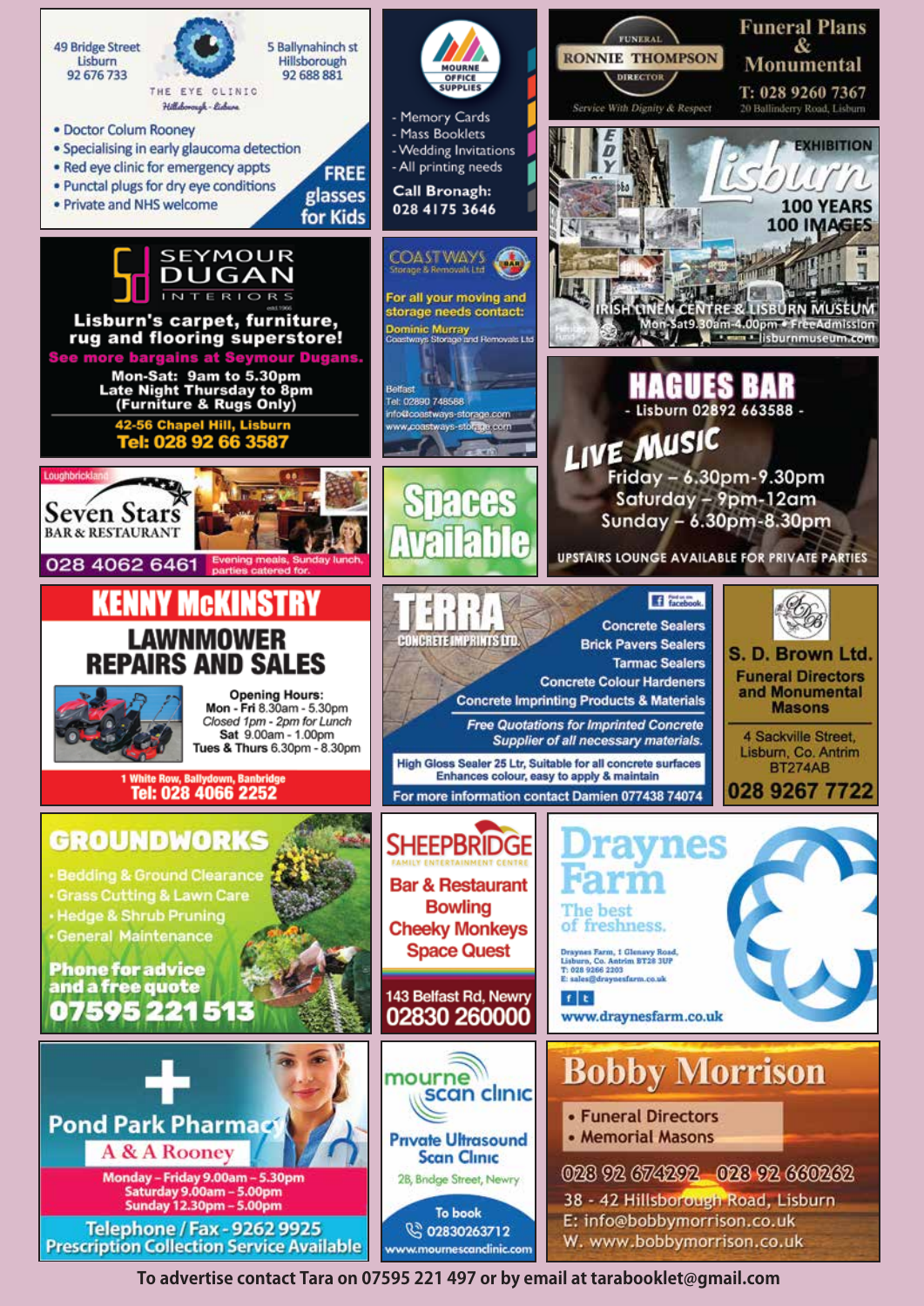49 Bridge Street
Lisburn
92 676 733

5 Ballynahinch st
Hillsborough
92 688 881

THE EYE CLINIC
Hillsborough · Lisburn

- Doctor Colum Rooney
- Specialising in early glaucoma detection
- Red eye clinic for emergency appts
- Punctal plugs for dry eye conditions
- Private and NHS welcome

FREE glasses for Kids

---

MOURNE OFFICE SUPPLIES

- Memory Cards
- Mass Booklets
- Wedding Invitations
- All printing needs

Call Bronagh:
028 4175 3646

---

FUNERAL
RONNIE THOMPSON
DIRECTOR

Service With Dignity & Respect

Funeral Plans & Monumental

T: 028 9260 7367
20 Ballinderry Road, Lisburn

---

EXHIBITION
Lisburn
100 YEARS 100 IMAGES

IRISH LINEN CENTRE & LISBURN MUSEUM
Mon-Sat 9.30am-4.00pm • Free Admission
lisburnmuseum.com

---

SEYMOUR DUGAN
INTERIORS

Lisburn's carpet, furniture, rug and flooring superstore!

See more bargains at Seymour Dugans.

Mon-Sat: 9am to 5.30pm
Late Night Thursday to 8pm
(Furniture & Rugs Only)

42-56 Chapel Hill, Lisburn
Tel: 028 92 66 3587

---

COASTWAYS
Storage & Removals Ltd

For all your moving and storage needs contact:

Dominic Murray
Coastways Storage and Removals Ltd

Belfast
Tel: 02890 748588
info@coastways-storage.com
www.coastways-storage.com

---

HAGUES BAR
- Lisburn 02892 663588 -

LIVE MUSIC
Friday – 6.30pm-9.30pm
Saturday – 9pm-12am
Sunday – 6.30pm-8.30pm

UPSTAIRS LOUNGE AVAILABLE FOR PRIVATE PARTIES

---

Loughbrickland
Seven Stars
BAR & RESTAURANT

028 4062 6461
Evening meals, Sunday lunch, parties catered for.

---

Spaces Available

---

KENNY McKINSTRY
LAWNMOWER REPAIRS AND SALES

Opening Hours:
Mon - Fri 8.30am - 5.30pm
*Closed 1pm - 2pm for Lunch*
Sat 9.00am - 1.00pm
Tues & Thurs 6.30pm - 8.30pm

1 White Row, Ballydown, Banbridge
Tel: 028 4066 2252

---

TERRA
CONCRETE IMPRINTS LTD.

Find us on Facebook

Concrete Sealers
Brick Pavers Sealers
Tarmac Sealers
Concrete Colour Hardeners
Concrete Imprinting Products & Materials

*Free Quotations for Imprinted Concrete*
*Supplier of all necessary materials.*

High Gloss Sealer 25 Ltr, Suitable for all concrete surfaces
Enhances colour, easy to apply & maintain

For more information contact Damien 077438 74074

---

S. D. Brown Ltd.
Funeral Directors and Monumental Masons

4 Sackville Street,
Lisburn, Co. Antrim
BT274AB

028 9267 7722

---

GROUNDWORKS

- Bedding & Ground Clearance
- Grass Cutting & Lawn Care
- Hedge & Shrub Pruning
- General Maintenance

Phone for advice and a free quote
07595 221 513

---

SHEEPBRIDGE
FAMILY ENTERTAINMENT CENTRE

Bar & Restaurant
Bowling
Cheeky Monkeys
Space Quest

143 Belfast Rd, Newry
02830 260000

---

Draynes Farm
The best of freshness.

Draynes Farm, 1 Glenavy Road,
Lisburn, Co. Antrim BT28 3UP
T: 028 9266 2203
E: sales@draynesfarm.co.uk

www.draynesfarm.co.uk

---

Pond Park Pharmacy
A & A Rooney

Monday – Friday 9.00am – 5.30pm
Saturday 9.00am – 5.00pm
Sunday 12.30pm – 5.00pm

Telephone / Fax - 9262 9925
Prescription Collection Service Available

---

mourne scan clinic

Private Ultrasound Scan Clinic

28, Bridge Street, Newry

To book
02830263712
www.mournescanclinic.com

---

Bobby Morrison

- Funeral Directors
- Memorial Masons

028 92 674292 028 92 660262
38 - 42 Hillsborough Road, Lisburn
E: info@bobbymorrison.co.uk
W. www.bobbymorrison.co.uk

---

To advertise contact Tara on 07595 221 497 or by email at tarabooklet@gmail.com